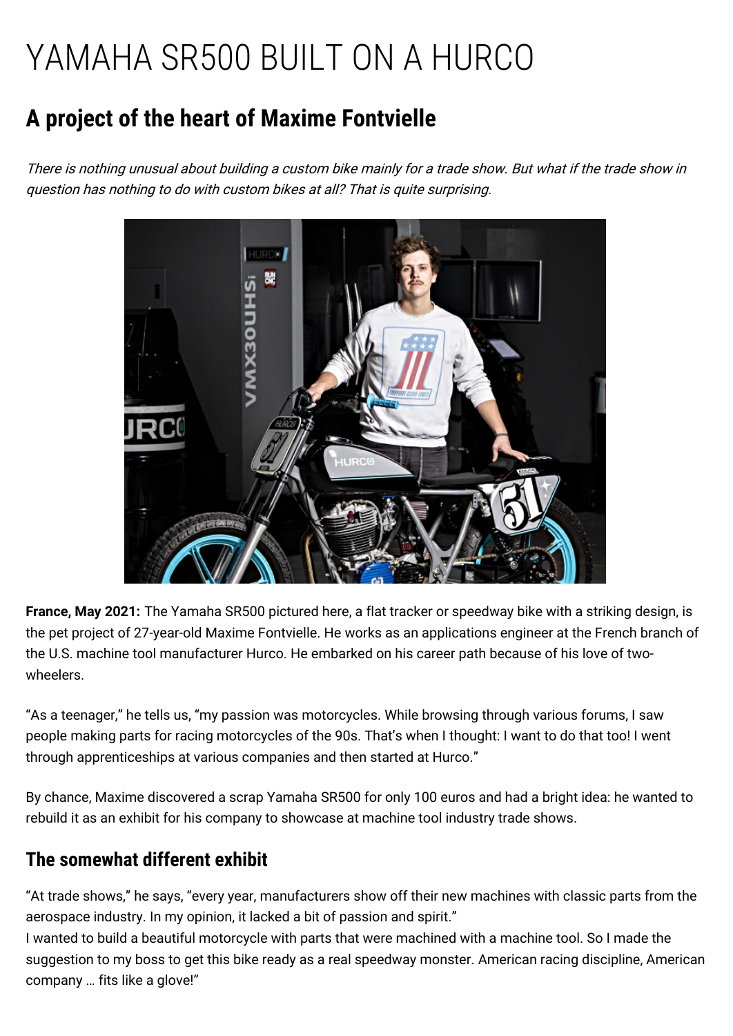# YAMAHA SR500 BUILT ON A HURCO

## A project of the heart of Maxime Fontvielle

*There is nothing unusual about building a custom bike mainly for a trade show. But what if the trade show in question has nothing to do with custom bikes at all? That is quite surprising.*

**France, May 2021:** The Yamaha SR500 pictured here, a flat tracker or speedway bike with a striking design, is the pet project of 27-year-old Maxime Fontvielle. He works as an applications engineer at the French branch of the U.S. machine tool manufacturer Hurco. He embarked on his career path because of his love of two-wheelers.

"As a teenager," he tells us, "my passion was motorcycles. While browsing through various forums, I saw people making parts for racing motorcycles of the 90s. That's when I thought: I want to do that too! I went through apprenticeships at various companies and then started at Hurco."

By chance, Maxime discovered a scrap Yamaha SR500 for only 100 euros and had a bright idea: he wanted to rebuild it as an exhibit for his company to showcase at machine tool industry trade shows.

## The somewhat different exhibit

"At trade shows," he says, "every year, manufacturers show off their new machines with classic parts from the aerospace industry. In my opinion, it lacked a bit of passion and spirit."
I wanted to build a beautiful motorcycle with parts that were machined with a machine tool. So I made the suggestion to my boss to get this bike ready as a real speedway monster. American racing discipline, American company … fits like a glove!"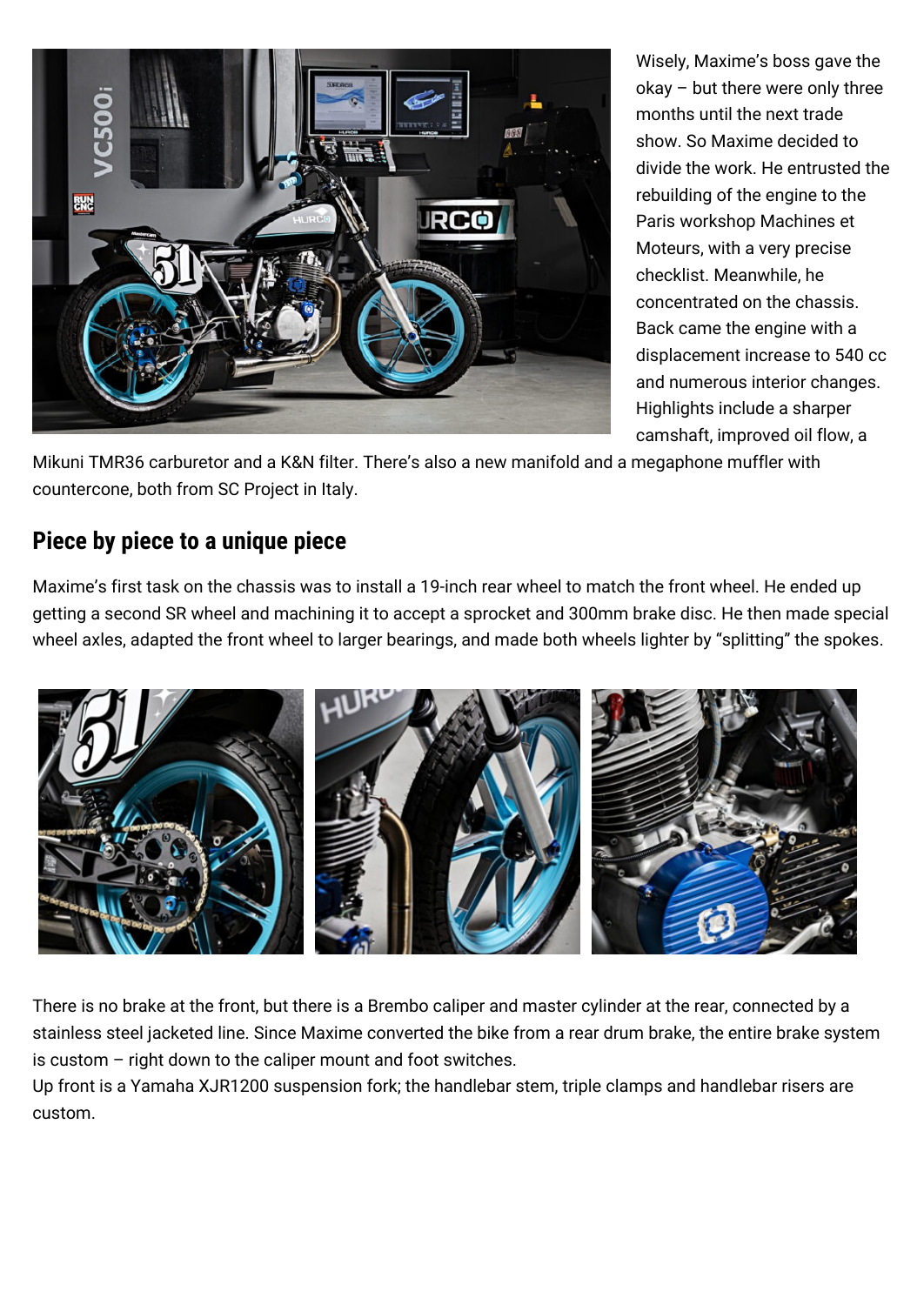Wisely, Maxime's boss gave the okay – but there were only three months until the next trade show. So Maxime decided to divide the work. He entrusted the rebuilding of the engine to the Paris workshop Machines et Moteurs, with a very precise checklist. Meanwhile, he concentrated on the chassis. Back came the engine with a displacement increase to 540 cc and numerous interior changes. Highlights include a sharper camshaft, improved oil flow, a Mikuni TMR36 carburetor and a K&N filter. There's also a new manifold and a megaphone muffler with countercone, both from SC Project in Italy.

## Piece by piece to a unique piece

Maxime's first task on the chassis was to install a 19-inch rear wheel to match the front wheel. He ended up getting a second SR wheel and machining it to accept a sprocket and 300mm brake disc. He then made special wheel axles, adapted the front wheel to larger bearings, and made both wheels lighter by "splitting" the spokes.

There is no brake at the front, but there is a Brembo caliper and master cylinder at the rear, connected by a stainless steel jacketed line. Since Maxime converted the bike from a rear drum brake, the entire brake system is custom – right down to the caliper mount and foot switches.
Up front is a Yamaha XJR1200 suspension fork; the handlebar stem, triple clamps and handlebar risers are custom.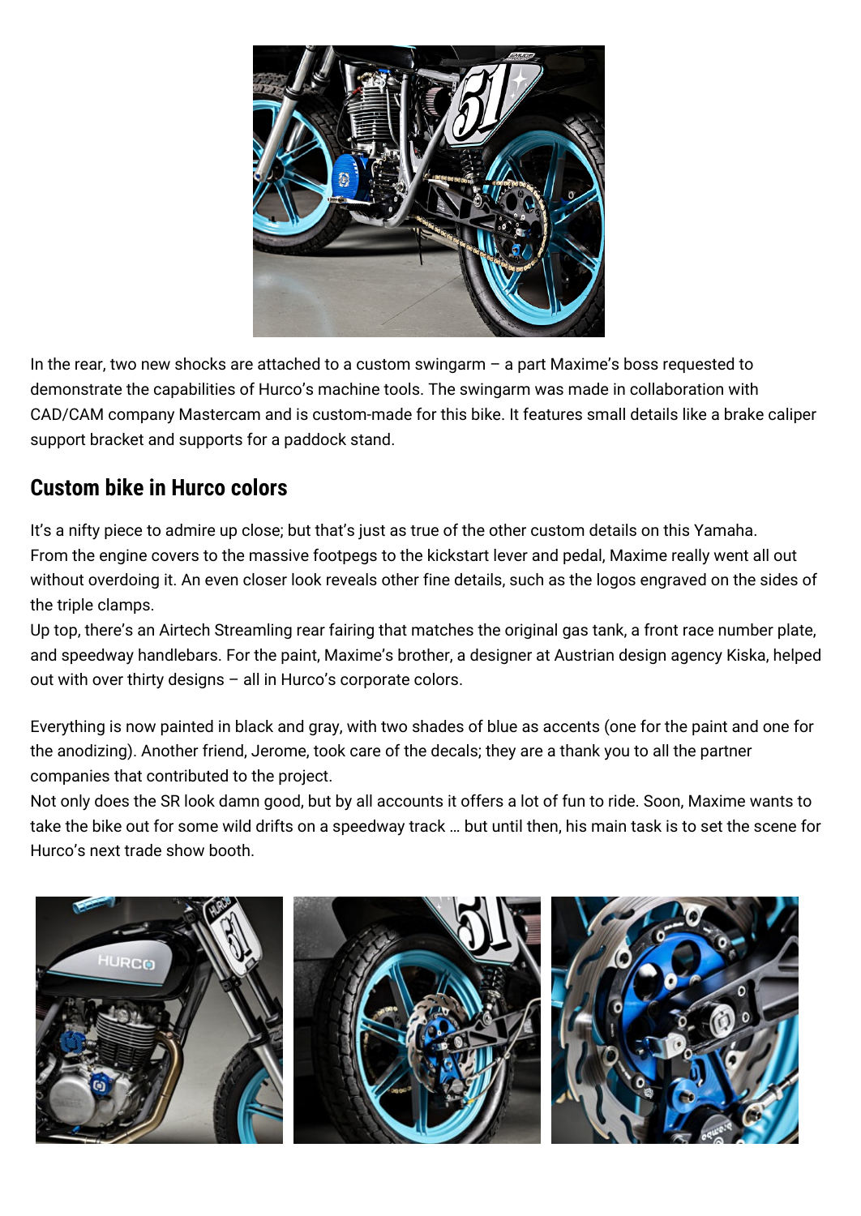In the rear, two new shocks are attached to a custom swingarm – a part Maxime's boss requested to demonstrate the capabilities of Hurco's machine tools. The swingarm was made in collaboration with CAD/CAM company Mastercam and is custom-made for this bike. It features small details like a brake caliper support bracket and supports for a paddock stand.

## Custom bike in Hurco colors

It's a nifty piece to admire up close; but that's just as true of the other custom details on this Yamaha. From the engine covers to the massive footpegs to the kickstart lever and pedal, Maxime really went all out without overdoing it. An even closer look reveals other fine details, such as the logos engraved on the sides of the triple clamps.

Up top, there's an Airtech Streamling rear fairing that matches the original gas tank, a front race number plate, and speedway handlebars. For the paint, Maxime's brother, a designer at Austrian design agency Kiska, helped out with over thirty designs – all in Hurco's corporate colors.

Everything is now painted in black and gray, with two shades of blue as accents (one for the paint and one for the anodizing). Another friend, Jerome, took care of the decals; they are a thank you to all the partner companies that contributed to the project.

Not only does the SR look damn good, but by all accounts it offers a lot of fun to ride. Soon, Maxime wants to take the bike out for some wild drifts on a speedway track … but until then, his main task is to set the scene for Hurco's next trade show booth.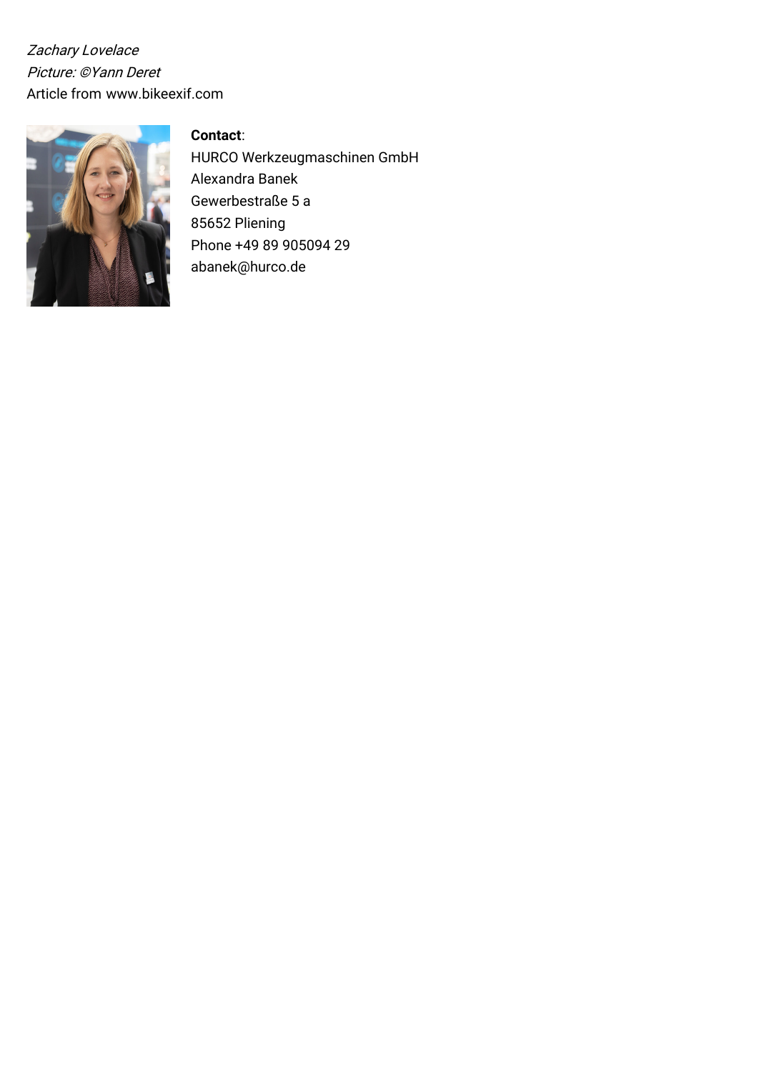*Zachary Lovelace*
*Picture: ©Yann Deret*
Article from www.bikeexif.com

**Contact**:
HURCO Werkzeugmaschinen GmbH
Alexandra Banek
Gewerbestraße 5 a
85652 Pliening
Phone +49 89 905094 29
abanek@hurco.de